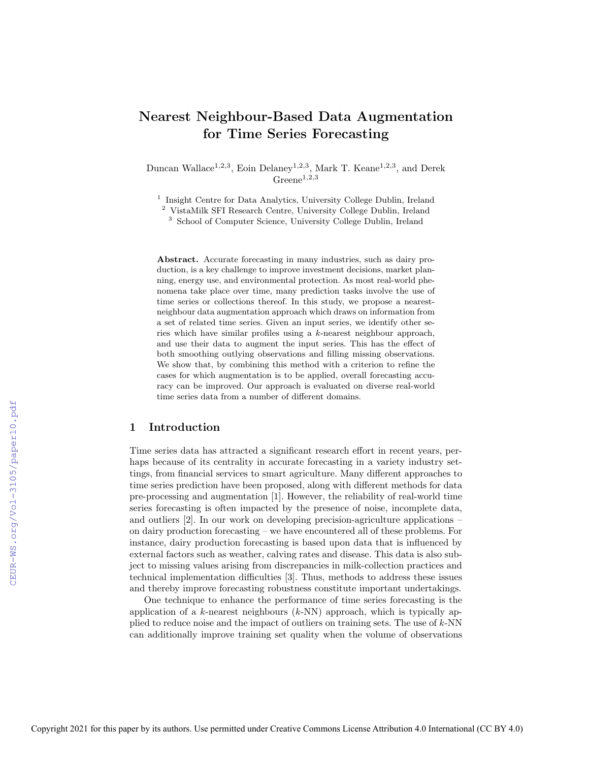# Nearest Neighbour-Based Data Augmentation for Time Series Forecasting

Duncan Wallace[1,2,3], Eoin Delaney[1,2,3], Mark T. Keane[1,2,3], and Derek Greene[1,2,3]

[1] Insight Centre for Data Analytics, University College Dublin, Ireland
[2] VistaMilk SFI Research Centre, University College Dublin, Ireland
[3] School of Computer Science, University College Dublin, Ireland

**Abstract.** Accurate forecasting in many industries, such as dairy production, is a key challenge to improve investment decisions, market planning, energy use, and environmental protection. As most real-world phenomena take place over time, many prediction tasks involve the use of time series or collections thereof. In this study, we propose a nearest-neighbour data augmentation approach which draws on information from a set of related time series. Given an input series, we identify other series which have similar profiles using a $k$-nearest neighbour approach, and use their data to augment the input series. This has the effect of both smoothing outlying observations and filling missing observations. We show that, by combining this method with a criterion to refine the cases for which augmentation is to be applied, overall forecasting accuracy can be improved. Our approach is evaluated on diverse real-world time series data from a number of different domains.

## 1 Introduction

Time series data has attracted a significant research effort in recent years, perhaps because of its centrality in accurate forecasting in a variety industry settings, from financial services to smart agriculture. Many different approaches to time series prediction have been proposed, along with different methods for data pre-processing and augmentation [1]. However, the reliability of real-world time series forecasting is often impacted by the presence of noise, incomplete data, and outliers [2]. In our work on developing precision-agriculture applications – on dairy production forecasting – we have encountered all of these problems. For instance, dairy production forecasting is based upon data that is influenced by external factors such as weather, calving rates and disease. This data is also subject to missing values arising from discrepancies in milk-collection practices and technical implementation difficulties [3]. Thus, methods to address these issues and thereby improve forecasting robustness constitute important undertakings.

One technique to enhance the performance of time series forecasting is the application of a $k$-nearest neighbours ($k$-NN) approach, which is typically applied to reduce noise and the impact of outliers on training sets. The use of $k$-NN can additionally improve training set quality when the volume of observations

Copyright 2021 for this paper by its authors. Use permitted under Creative Commons License Attribution 4.0 International (CC BY 4.0)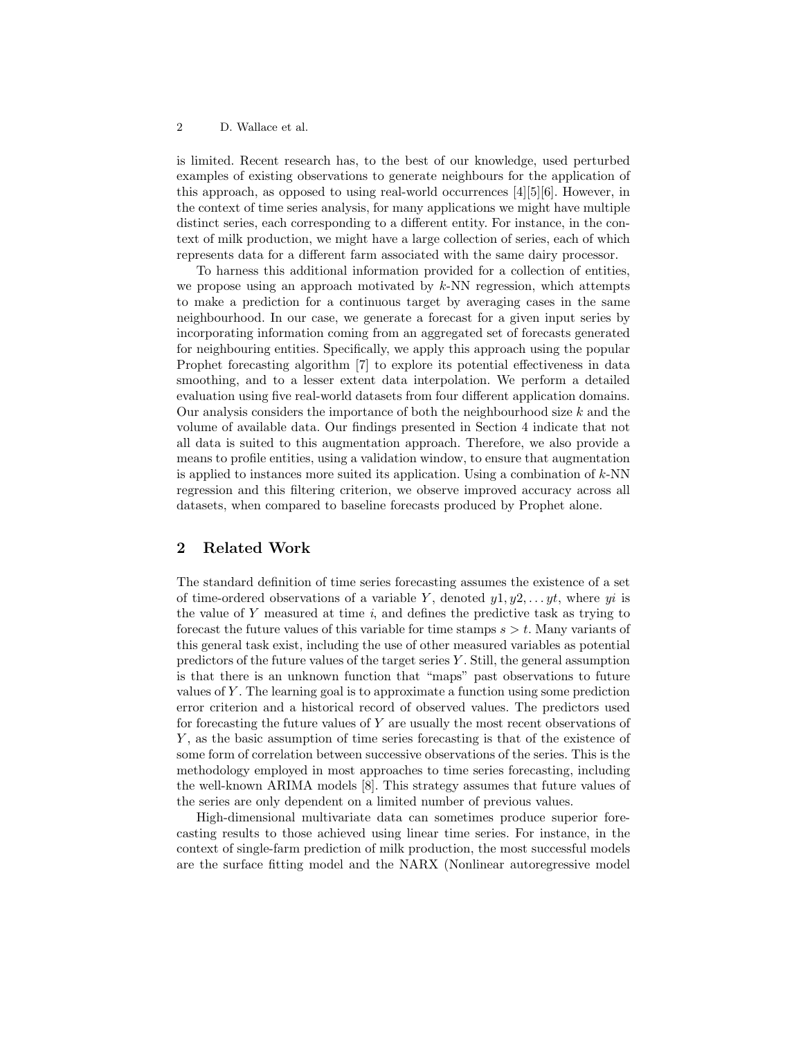is limited. Recent research has, to the best of our knowledge, used perturbed examples of existing observations to generate neighbours for the application of this approach, as opposed to using real-world occurrences [4][5][6]. However, in the context of time series analysis, for many applications we might have multiple distinct series, each corresponding to a different entity. For instance, in the context of milk production, we might have a large collection of series, each of which represents data for a different farm associated with the same dairy processor.

To harness this additional information provided for a collection of entities, we propose using an approach motivated by $k$-NN regression, which attempts to make a prediction for a continuous target by averaging cases in the same neighbourhood. In our case, we generate a forecast for a given input series by incorporating information coming from an aggregated set of forecasts generated for neighbouring entities. Specifically, we apply this approach using the popular Prophet forecasting algorithm [7] to explore its potential effectiveness in data smoothing, and to a lesser extent data interpolation. We perform a detailed evaluation using five real-world datasets from four different application domains. Our analysis considers the importance of both the neighbourhood size $k$ and the volume of available data. Our findings presented in Section 4 indicate that not all data is suited to this augmentation approach. Therefore, we also provide a means to profile entities, using a validation window, to ensure that augmentation is applied to instances more suited its application. Using a combination of $k$-NN regression and this filtering criterion, we observe improved accuracy across all datasets, when compared to baseline forecasts produced by Prophet alone.

## 2 Related Work

The standard definition of time series forecasting assumes the existence of a set of time-ordered observations of a variable $Y$, denoted $y1, y2, \ldots yt$, where $yi$ is the value of $Y$ measured at time $i$, and defines the predictive task as trying to forecast the future values of this variable for time stamps $s > t$. Many variants of this general task exist, including the use of other measured variables as potential predictors of the future values of the target series $Y$. Still, the general assumption is that there is an unknown function that "maps" past observations to future values of $Y$. The learning goal is to approximate a function using some prediction error criterion and a historical record of observed values. The predictors used for forecasting the future values of $Y$ are usually the most recent observations of $Y$, as the basic assumption of time series forecasting is that of the existence of some form of correlation between successive observations of the series. This is the methodology employed in most approaches to time series forecasting, including the well-known ARIMA models [8]. This strategy assumes that future values of the series are only dependent on a limited number of previous values.

High-dimensional multivariate data can sometimes produce superior forecasting results to those achieved using linear time series. For instance, in the context of single-farm prediction of milk production, the most successful models are the surface fitting model and the NARX (Nonlinear autoregressive model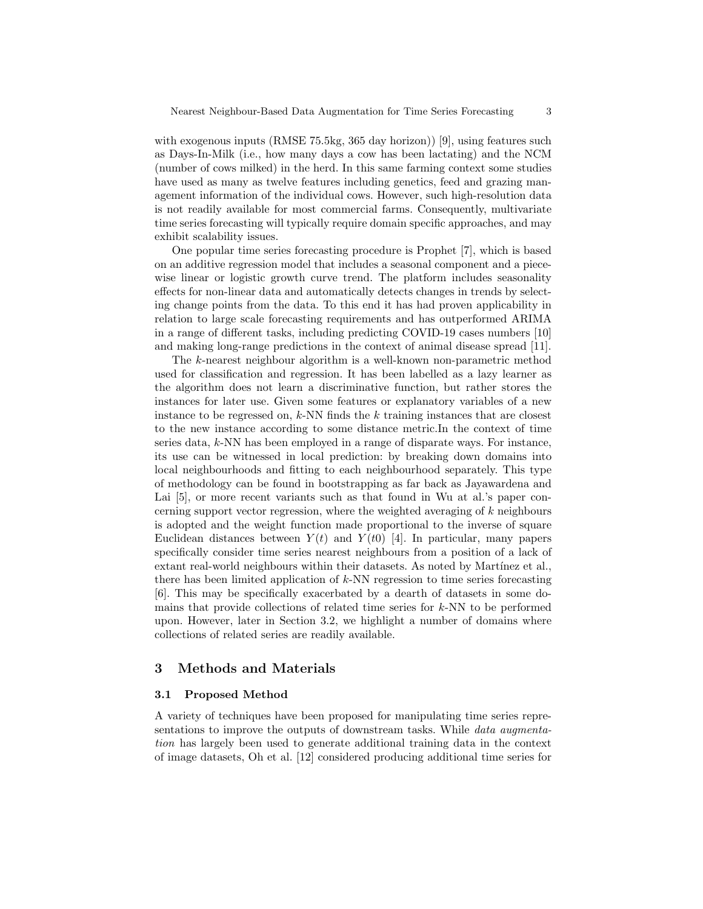with exogenous inputs (RMSE 75.5kg, 365 day horizon)) [9], using features such as Days-In-Milk (i.e., how many days a cow has been lactating) and the NCM (number of cows milked) in the herd. In this same farming context some studies have used as many as twelve features including genetics, feed and grazing management information of the individual cows. However, such high-resolution data is not readily available for most commercial farms. Consequently, multivariate time series forecasting will typically require domain specific approaches, and may exhibit scalability issues.

One popular time series forecasting procedure is Prophet [7], which is based on an additive regression model that includes a seasonal component and a piecewise linear or logistic growth curve trend. The platform includes seasonality effects for non-linear data and automatically detects changes in trends by selecting change points from the data. To this end it has had proven applicability in relation to large scale forecasting requirements and has outperformed ARIMA in a range of different tasks, including predicting COVID-19 cases numbers [10] and making long-range predictions in the context of animal disease spread [11].

The $k$-nearest neighbour algorithm is a well-known non-parametric method used for classification and regression. It has been labelled as a lazy learner as the algorithm does not learn a discriminative function, but rather stores the instances for later use. Given some features or explanatory variables of a new instance to be regressed on, $k$-NN finds the $k$ training instances that are closest to the new instance according to some distance metric.In the context of time series data, $k$-NN has been employed in a range of disparate ways. For instance, its use can be witnessed in local prediction: by breaking down domains into local neighbourhoods and fitting to each neighbourhood separately. This type of methodology can be found in bootstrapping as far back as Jayawardena and Lai [5], or more recent variants such as that found in Wu at al.'s paper concerning support vector regression, where the weighted averaging of $k$ neighbours is adopted and the weight function made proportional to the inverse of square Euclidean distances between $Y(t)$ and $Y(t0)$ [4]. In particular, many papers specifically consider time series nearest neighbours from a position of a lack of extant real-world neighbours within their datasets. As noted by Martínez et al., there has been limited application of $k$-NN regression to time series forecasting [6]. This may be specifically exacerbated by a dearth of datasets in some domains that provide collections of related time series for $k$-NN to be performed upon. However, later in Section 3.2, we highlight a number of domains where collections of related series are readily available.

## 3 Methods and Materials

### 3.1 Proposed Method

A variety of techniques have been proposed for manipulating time series representations to improve the outputs of downstream tasks. While *data augmentation* has largely been used to generate additional training data in the context of image datasets, Oh et al. [12] considered producing additional time series for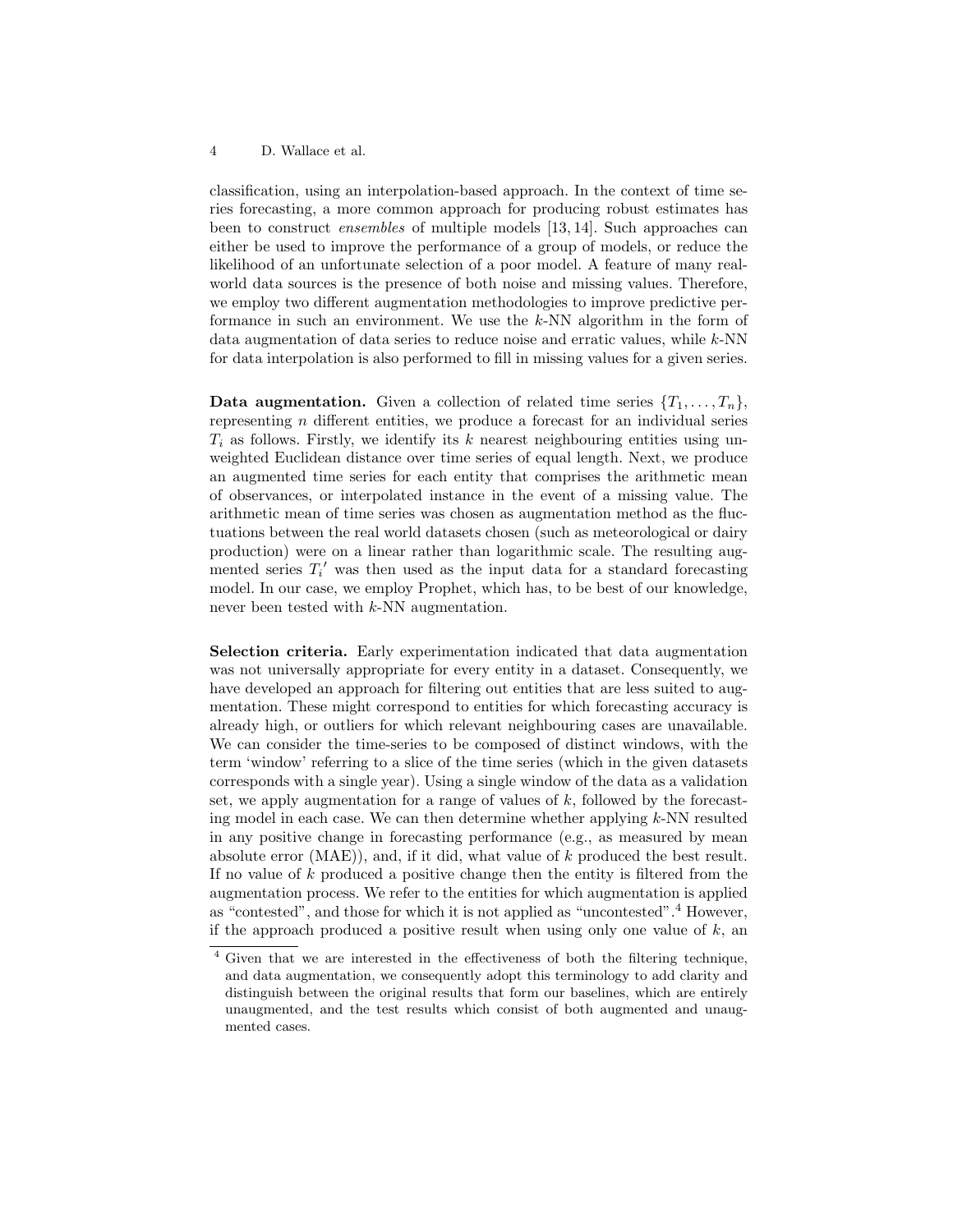classification, using an interpolation-based approach. In the context of time series forecasting, a more common approach for producing robust estimates has been to construct *ensembles* of multiple models [13, 14]. Such approaches can either be used to improve the performance of a group of models, or reduce the likelihood of an unfortunate selection of a poor model. A feature of many real-world data sources is the presence of both noise and missing values. Therefore, we employ two different augmentation methodologies to improve predictive performance in such an environment. We use the $k$-NN algorithm in the form of data augmentation of data series to reduce noise and erratic values, while $k$-NN for data interpolation is also performed to fill in missing values for a given series.

**Data augmentation.** Given a collection of related time series $\{T_1, \ldots, T_n\}$, representing $n$ different entities, we produce a forecast for an individual series $T_i$ as follows. Firstly, we identify its $k$ nearest neighbouring entities using unweighted Euclidean distance over time series of equal length. Next, we produce an augmented time series for each entity that comprises the arithmetic mean of observances, or interpolated instance in the event of a missing value. The arithmetic mean of time series was chosen as augmentation method as the fluctuations between the real world datasets chosen (such as meteorological or dairy production) were on a linear rather than logarithmic scale. The resulting augmented series $T_i{}'$ was then used as the input data for a standard forecasting model. In our case, we employ Prophet, which has, to be best of our knowledge, never been tested with $k$-NN augmentation.

**Selection criteria.** Early experimentation indicated that data augmentation was not universally appropriate for every entity in a dataset. Consequently, we have developed an approach for filtering out entities that are less suited to augmentation. These might correspond to entities for which forecasting accuracy is already high, or outliers for which relevant neighbouring cases are unavailable. We can consider the time-series to be composed of distinct windows, with the term 'window' referring to a slice of the time series (which in the given datasets corresponds with a single year). Using a single window of the data as a validation set, we apply augmentation for a range of values of $k$, followed by the forecasting model in each case. We can then determine whether applying $k$-NN resulted in any positive change in forecasting performance (e.g., as measured by mean absolute error (MAE)), and, if it did, what value of $k$ produced the best result. If no value of $k$ produced a positive change then the entity is filtered from the augmentation process. We refer to the entities for which augmentation is applied as "contested", and those for which it is not applied as "uncontested".[4] However, if the approach produced a positive result when using only one value of $k$, an

[4] Given that we are interested in the effectiveness of both the filtering technique, and data augmentation, we consequently adopt this terminology to add clarity and distinguish between the original results that form our baselines, which are entirely unaugmented, and the test results which consist of both augmented and unaugmented cases.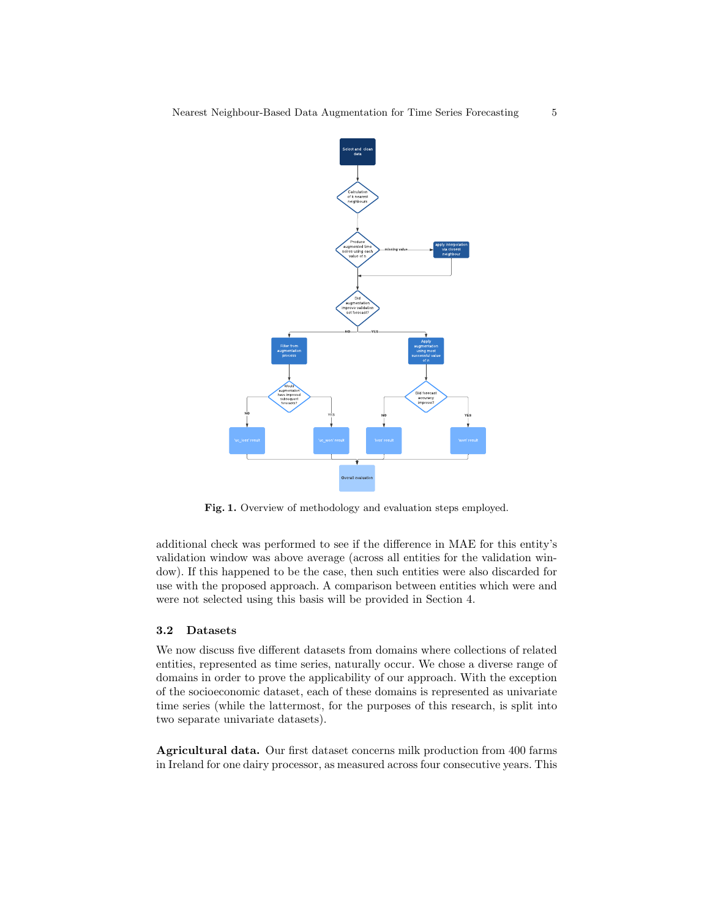Fig. 1. Overview of methodology and evaluation steps employed.

additional check was performed to see if the difference in MAE for this entity's validation window was above average (across all entities for the validation window). If this happened to be the case, then such entities were also discarded for use with the proposed approach. A comparison between entities which were and were not selected using this basis will be provided in Section 4.

### 3.2 Datasets

We now discuss five different datasets from domains where collections of related entities, represented as time series, naturally occur. We chose a diverse range of domains in order to prove the applicability of our approach. With the exception of the socioeconomic dataset, each of these domains is represented as univariate time series (while the lattermost, for the purposes of this research, is split into two separate univariate datasets).

**Agricultural data.** Our first dataset concerns milk production from 400 farms in Ireland for one dairy processor, as measured across four consecutive years. This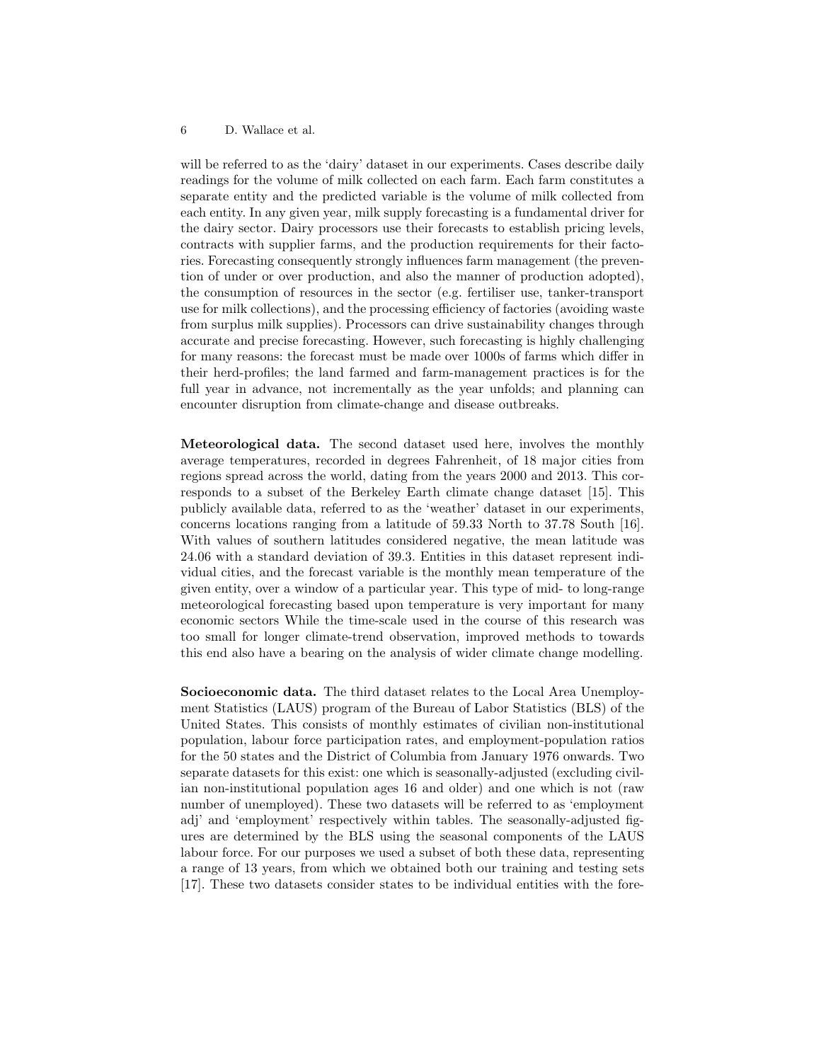will be referred to as the 'dairy' dataset in our experiments. Cases describe daily readings for the volume of milk collected on each farm. Each farm constitutes a separate entity and the predicted variable is the volume of milk collected from each entity. In any given year, milk supply forecasting is a fundamental driver for the dairy sector. Dairy processors use their forecasts to establish pricing levels, contracts with supplier farms, and the production requirements for their factories. Forecasting consequently strongly influences farm management (the prevention of under or over production, and also the manner of production adopted), the consumption of resources in the sector (e.g. fertiliser use, tanker-transport use for milk collections), and the processing efficiency of factories (avoiding waste from surplus milk supplies). Processors can drive sustainability changes through accurate and precise forecasting. However, such forecasting is highly challenging for many reasons: the forecast must be made over 1000s of farms which differ in their herd-profiles; the land farmed and farm-management practices is for the full year in advance, not incrementally as the year unfolds; and planning can encounter disruption from climate-change and disease outbreaks.

**Meteorological data.** The second dataset used here, involves the monthly average temperatures, recorded in degrees Fahrenheit, of 18 major cities from regions spread across the world, dating from the years 2000 and 2013. This corresponds to a subset of the Berkeley Earth climate change dataset [15]. This publicly available data, referred to as the 'weather' dataset in our experiments, concerns locations ranging from a latitude of 59.33 North to 37.78 South [16]. With values of southern latitudes considered negative, the mean latitude was 24.06 with a standard deviation of 39.3. Entities in this dataset represent individual cities, and the forecast variable is the monthly mean temperature of the given entity, over a window of a particular year. This type of mid- to long-range meteorological forecasting based upon temperature is very important for many economic sectors While the time-scale used in the course of this research was too small for longer climate-trend observation, improved methods to towards this end also have a bearing on the analysis of wider climate change modelling.

**Socioeconomic data.** The third dataset relates to the Local Area Unemployment Statistics (LAUS) program of the Bureau of Labor Statistics (BLS) of the United States. This consists of monthly estimates of civilian non-institutional population, labour force participation rates, and employment-population ratios for the 50 states and the District of Columbia from January 1976 onwards. Two separate datasets for this exist: one which is seasonally-adjusted (excluding civilian non-institutional population ages 16 and older) and one which is not (raw number of unemployed). These two datasets will be referred to as 'employment adj' and 'employment' respectively within tables. The seasonally-adjusted figures are determined by the BLS using the seasonal components of the LAUS labour force. For our purposes we used a subset of both these data, representing a range of 13 years, from which we obtained both our training and testing sets [17]. These two datasets consider states to be individual entities with the fore-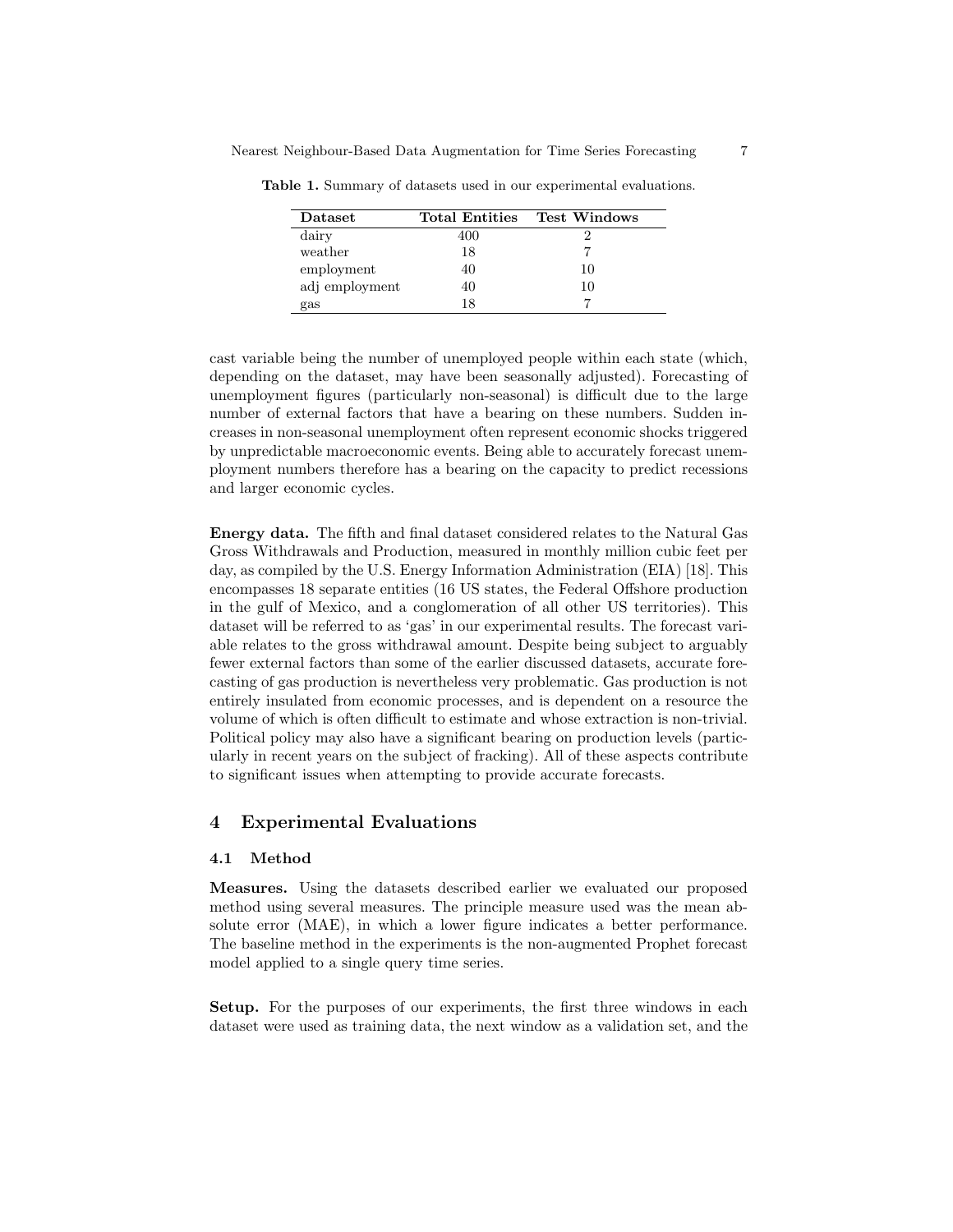Table 1. Summary of datasets used in our experimental evaluations.

| Dataset | Total Entities | Test Windows |
| --- | --- | --- |
| dairy | 400 | 2 |
| weather | 18 | 7 |
| employment | 40 | 10 |
| adj employment | 40 | 10 |
| gas | 18 | 7 |

cast variable being the number of unemployed people within each state (which, depending on the dataset, may have been seasonally adjusted). Forecasting of unemployment figures (particularly non-seasonal) is difficult due to the large number of external factors that have a bearing on these numbers. Sudden increases in non-seasonal unemployment often represent economic shocks triggered by unpredictable macroeconomic events. Being able to accurately forecast unemployment numbers therefore has a bearing on the capacity to predict recessions and larger economic cycles.

**Energy data.** The fifth and final dataset considered relates to the Natural Gas Gross Withdrawals and Production, measured in monthly million cubic feet per day, as compiled by the U.S. Energy Information Administration (EIA) [18]. This encompasses 18 separate entities (16 US states, the Federal Offshore production in the gulf of Mexico, and a conglomeration of all other US territories). This dataset will be referred to as 'gas' in our experimental results. The forecast variable relates to the gross withdrawal amount. Despite being subject to arguably fewer external factors than some of the earlier discussed datasets, accurate forecasting of gas production is nevertheless very problematic. Gas production is not entirely insulated from economic processes, and is dependent on a resource the volume of which is often difficult to estimate and whose extraction is non-trivial. Political policy may also have a significant bearing on production levels (particularly in recent years on the subject of fracking). All of these aspects contribute to significant issues when attempting to provide accurate forecasts.

## 4 Experimental Evaluations

### 4.1 Method

**Measures.** Using the datasets described earlier we evaluated our proposed method using several measures. The principle measure used was the mean absolute error (MAE), in which a lower figure indicates a better performance. The baseline method in the experiments is the non-augmented Prophet forecast model applied to a single query time series.

**Setup.** For the purposes of our experiments, the first three windows in each dataset were used as training data, the next window as a validation set, and the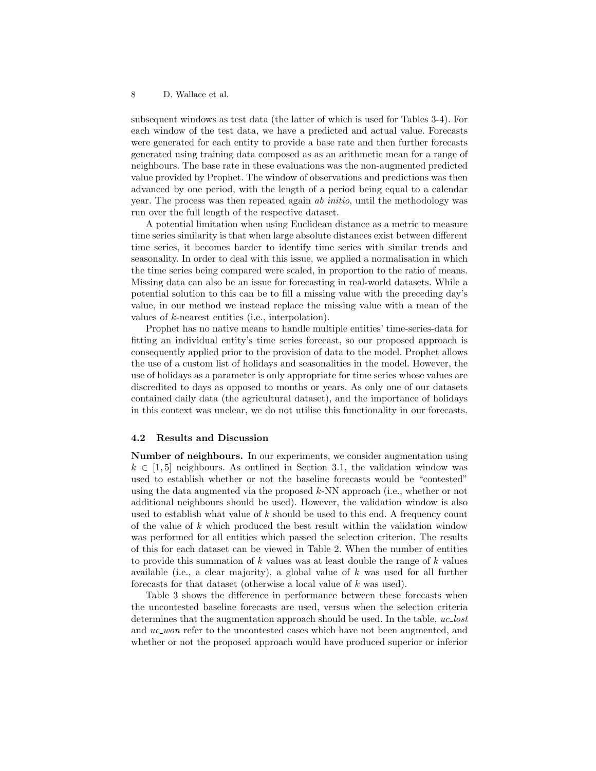subsequent windows as test data (the latter of which is used for Tables 3-4). For each window of the test data, we have a predicted and actual value. Forecasts were generated for each entity to provide a base rate and then further forecasts generated using training data composed as as an arithmetic mean for a range of neighbours. The base rate in these evaluations was the non-augmented predicted value provided by Prophet. The window of observations and predictions was then advanced by one period, with the length of a period being equal to a calendar year. The process was then repeated again *ab initio*, until the methodology was run over the full length of the respective dataset.

A potential limitation when using Euclidean distance as a metric to measure time series similarity is that when large absolute distances exist between different time series, it becomes harder to identify time series with similar trends and seasonality. In order to deal with this issue, we applied a normalisation in which the time series being compared were scaled, in proportion to the ratio of means. Missing data can also be an issue for forecasting in real-world datasets. While a potential solution to this can be to fill a missing value with the preceding day's value, in our method we instead replace the missing value with a mean of the values of $k$-nearest entities (i.e., interpolation).

Prophet has no native means to handle multiple entities' time-series-data for fitting an individual entity's time series forecast, so our proposed approach is consequently applied prior to the provision of data to the model. Prophet allows the use of a custom list of holidays and seasonalities in the model. However, the use of holidays as a parameter is only appropriate for time series whose values are discredited to days as opposed to months or years. As only one of our datasets contained daily data (the agricultural dataset), and the importance of holidays in this context was unclear, we do not utilise this functionality in our forecasts.

### 4.2 Results and Discussion

**Number of neighbours.** In our experiments, we consider augmentation using $k \in [1, 5]$ neighbours. As outlined in Section 3.1, the validation window was used to establish whether or not the baseline forecasts would be "contested" using the data augmented via the proposed $k$-NN approach (i.e., whether or not additional neighbours should be used). However, the validation window is also used to establish what value of $k$ should be used to this end. A frequency count of the value of $k$ which produced the best result within the validation window was performed for all entities which passed the selection criterion. The results of this for each dataset can be viewed in Table 2. When the number of entities to provide this summation of $k$ values was at least double the range of $k$ values available (i.e., a clear majority), a global value of $k$ was used for all further forecasts for that dataset (otherwise a local value of $k$ was used).

Table 3 shows the difference in performance between these forecasts when the uncontested baseline forecasts are used, versus when the selection criteria determines that the augmentation approach should be used. In the table, *uc_lost* and *uc_won* refer to the uncontested cases which have not been augmented, and whether or not the proposed approach would have produced superior or inferior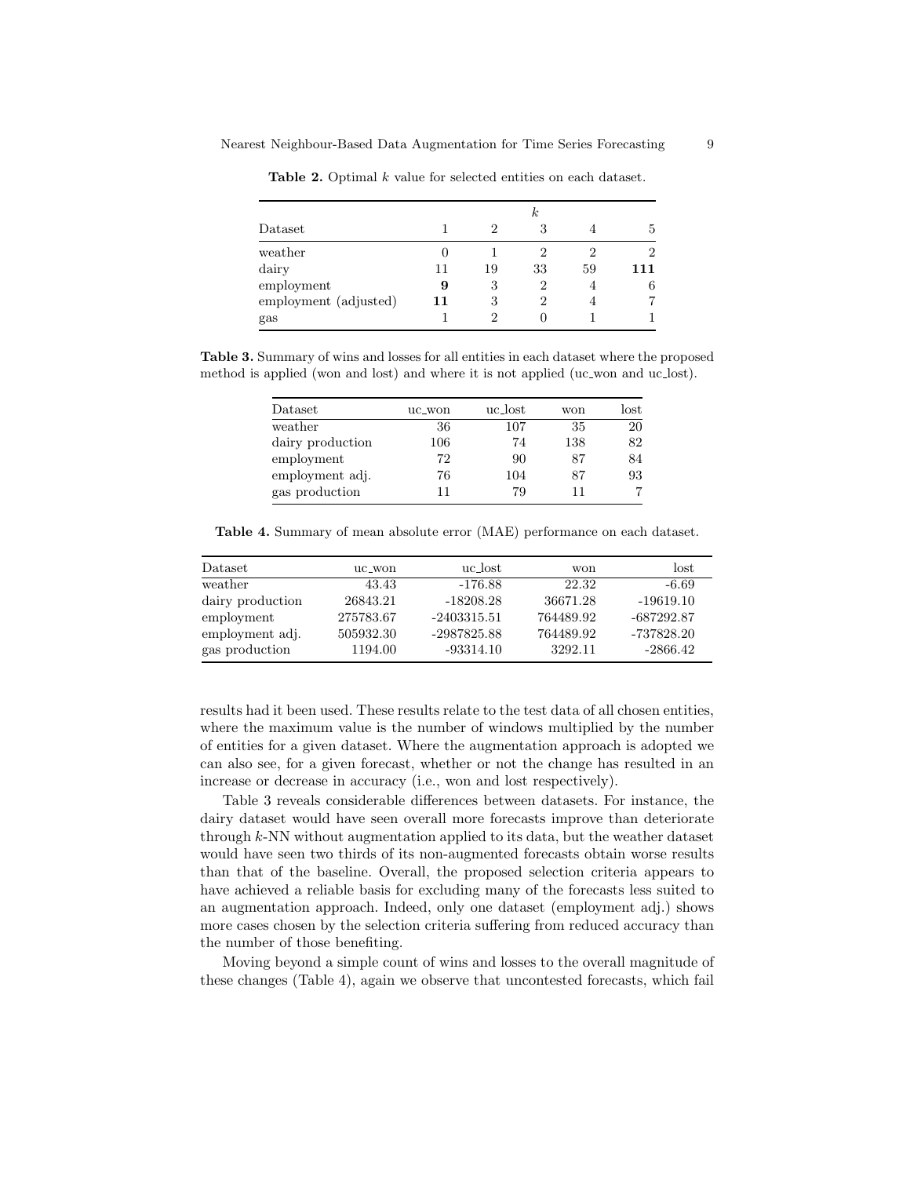**Table 2.** Optimal $k$ value for selected entities on each dataset.

| | $k$ | | | | |
|---|---|---|---|---|---|
| Dataset | 1 | 2 | 3 | 4 | 5 |
| weather | 0 | 1 | 2 | 2 | 2 |
| dairy | 11 | 19 | 33 | 59 | **111** |
| employment | **9** | 3 | 2 | 4 | 6 |
| employment (adjusted) | **11** | 3 | 2 | 4 | 7 |
| gas | 1 | 2 | 0 | 1 | 1 |

**Table 3.** Summary of wins and losses for all entities in each dataset where the proposed method is applied (won and lost) and where it is not applied (uc_won and uc_lost).

| Dataset | uc_won | uc_lost | won | lost |
|---|---|---|---|---|
| weather | 36 | 107 | 35 | 20 |
| dairy production | 106 | 74 | 138 | 82 |
| employment | 72 | 90 | 87 | 84 |
| employment adj. | 76 | 104 | 87 | 93 |
| gas production | 11 | 79 | 11 | 7 |

**Table 4.** Summary of mean absolute error (MAE) performance on each dataset.

| Dataset | uc_won | uc_lost | won | lost |
|---|---|---|---|---|
| weather | 43.43 | -176.88 | 22.32 | -6.69 |
| dairy production | 26843.21 | -18208.28 | 36671.28 | -19619.10 |
| employment | 275783.67 | -2403315.51 | 764489.92 | -687292.87 |
| employment adj. | 505932.30 | -2987825.88 | 764489.92 | -737828.20 |
| gas production | 1194.00 | -93314.10 | 3292.11 | -2866.42 |

results had it been used. These results relate to the test data of all chosen entities, where the maximum value is the number of windows multiplied by the number of entities for a given dataset. Where the augmentation approach is adopted we can also see, for a given forecast, whether or not the change has resulted in an increase or decrease in accuracy (i.e., won and lost respectively).

Table 3 reveals considerable differences between datasets. For instance, the dairy dataset would have seen overall more forecasts improve than deteriorate through $k$-NN without augmentation applied to its data, but the weather dataset would have seen two thirds of its non-augmented forecasts obtain worse results than that of the baseline. Overall, the proposed selection criteria appears to have achieved a reliable basis for excluding many of the forecasts less suited to an augmentation approach. Indeed, only one dataset (employment adj.) shows more cases chosen by the selection criteria suffering from reduced accuracy than the number of those benefiting.

Moving beyond a simple count of wins and losses to the overall magnitude of these changes (Table 4), again we observe that uncontested forecasts, which fail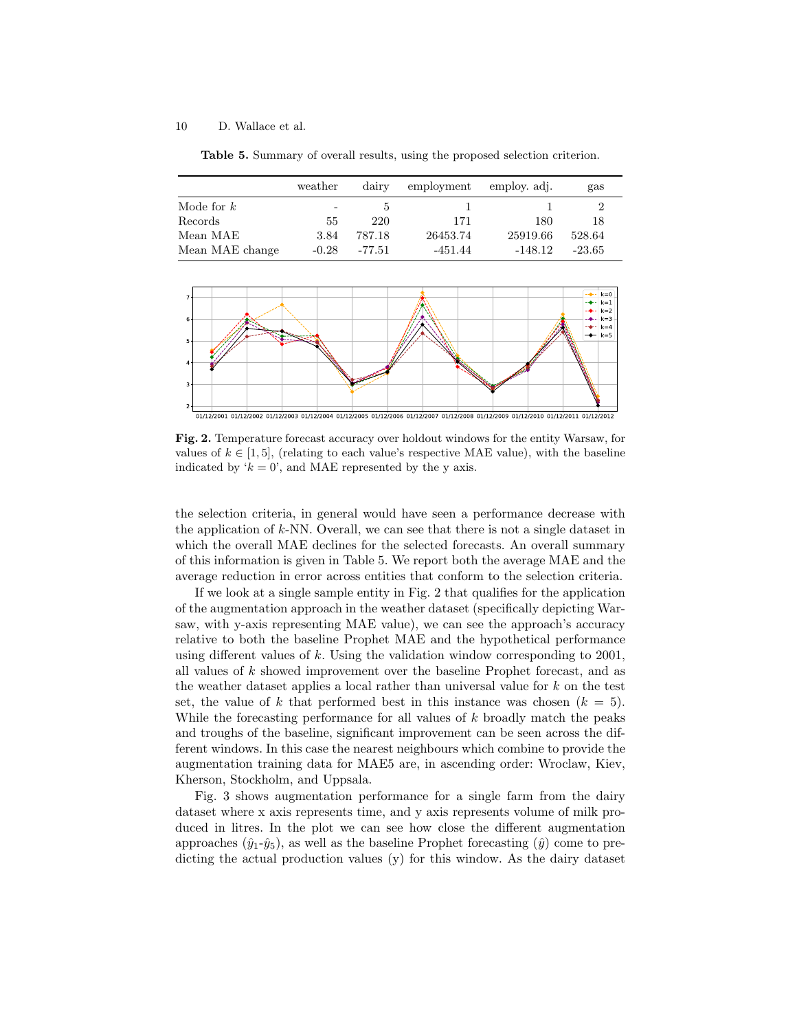**Table 5.** Summary of overall results, using the proposed selection criterion.

| | weather | dairy | employment | employ. adj. | gas |
|---|---|---|---|---|---|
| Mode for $k$ | - | 5 | 1 | 1 | 2 |
| Records | 55 | 220 | 171 | 180 | 18 |
| Mean MAE | 3.84 | 787.18 | 26453.74 | 25919.66 | 528.64 |
| Mean MAE change | -0.28 | -77.51 | -451.44 | -148.12 | -23.65 |

**Fig. 2.** Temperature forecast accuracy over holdout windows for the entity Warsaw, for values of $k \in [1, 5]$, (relating to each value's respective MAE value), with the baseline indicated by '$k = 0$', and MAE represented by the y axis.

the selection criteria, in general would have seen a performance decrease with the application of $k$-NN. Overall, we can see that there is not a single dataset in which the overall MAE declines for the selected forecasts. An overall summary of this information is given in Table 5. We report both the average MAE and the average reduction in error across entities that conform to the selection criteria.

If we look at a single sample entity in Fig. 2 that qualifies for the application of the augmentation approach in the weather dataset (specifically depicting Warsaw, with y-axis representing MAE value), we can see the approach's accuracy relative to both the baseline Prophet MAE and the hypothetical performance using different values of $k$. Using the validation window corresponding to 2001, all values of $k$ showed improvement over the baseline Prophet forecast, and as the weather dataset applies a local rather than universal value for $k$ on the test set, the value of $k$ that performed best in this instance was chosen ($k = 5$). While the forecasting performance for all values of $k$ broadly match the peaks and troughs of the baseline, significant improvement can be seen across the different windows. In this case the nearest neighbours which combine to provide the augmentation training data for MAE5 are, in ascending order: Wroclaw, Kiev, Kherson, Stockholm, and Uppsala.

Fig. 3 shows augmentation performance for a single farm from the dairy dataset where x axis represents time, and y axis represents volume of milk produced in litres. In the plot we can see how close the different augmentation approaches ($\hat{y}_1$-$\hat{y}_5$), as well as the baseline Prophet forecasting ($\hat{y}$) come to predicting the actual production values (y) for this window. As the dairy dataset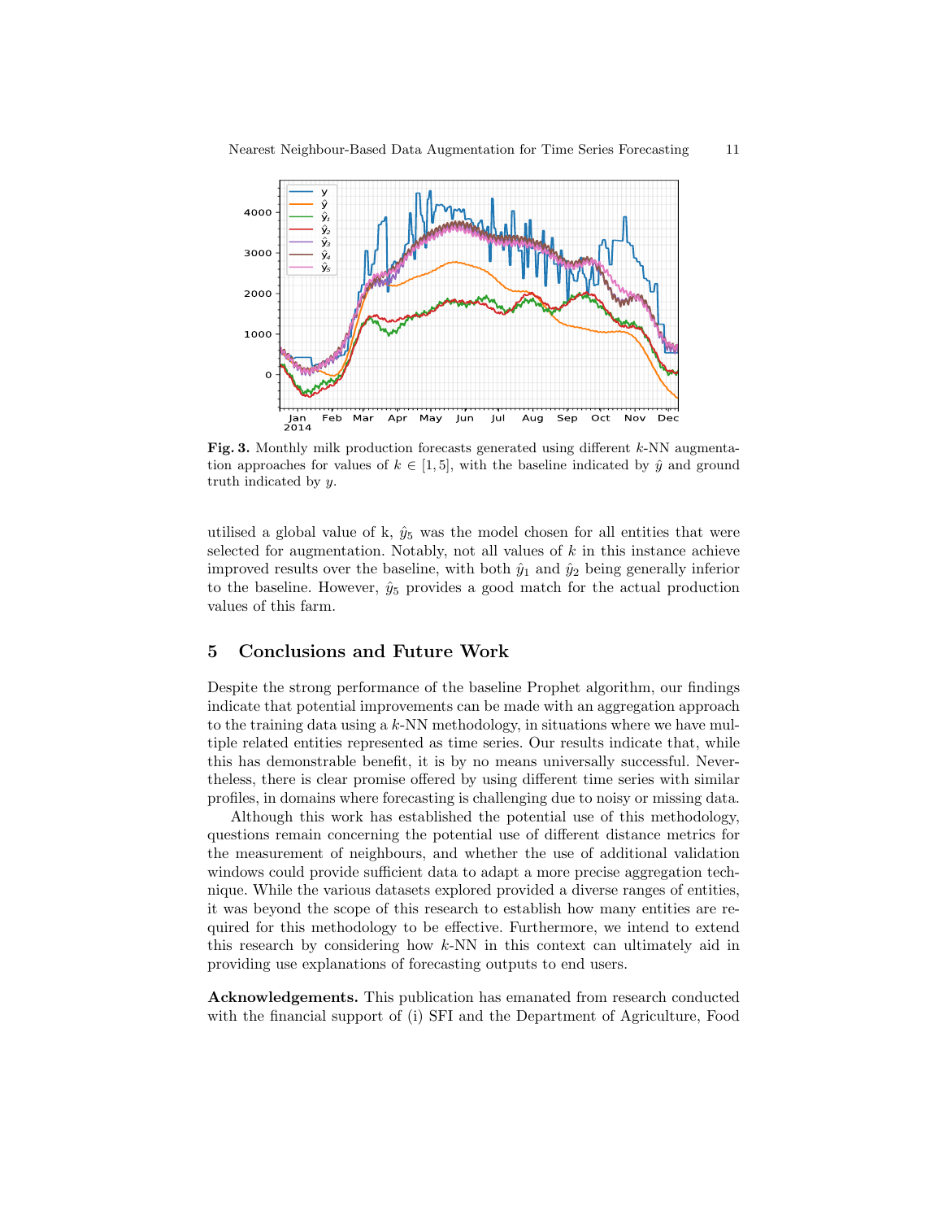**Fig. 3.** Monthly milk production forecasts generated using different $k$-NN augmentation approaches for values of $k \in [1, 5]$, with the baseline indicated by $\hat{y}$ and ground truth indicated by $y$.

utilised a global value of k, $\hat{y}_5$ was the model chosen for all entities that were selected for augmentation. Notably, not all values of $k$ in this instance achieve improved results over the baseline, with both $\hat{y}_1$ and $\hat{y}_2$ being generally inferior to the baseline. However, $\hat{y}_5$ provides a good match for the actual production values of this farm.

## 5 Conclusions and Future Work

Despite the strong performance of the baseline Prophet algorithm, our findings indicate that potential improvements can be made with an aggregation approach to the training data using a $k$-NN methodology, in situations where we have multiple related entities represented as time series. Our results indicate that, while this has demonstrable benefit, it is by no means universally successful. Nevertheless, there is clear promise offered by using different time series with similar profiles, in domains where forecasting is challenging due to noisy or missing data.

Although this work has established the potential use of this methodology, questions remain concerning the potential use of different distance metrics for the measurement of neighbours, and whether the use of additional validation windows could provide sufficient data to adapt a more precise aggregation technique. While the various datasets explored provided a diverse ranges of entities, it was beyond the scope of this research to establish how many entities are required for this methodology to be effective. Furthermore, we intend to extend this research by considering how $k$-NN in this context can ultimately aid in providing use explanations of forecasting outputs to end users.

**Acknowledgements.** This publication has emanated from research conducted with the financial support of (i) SFI and the Department of Agriculture, Food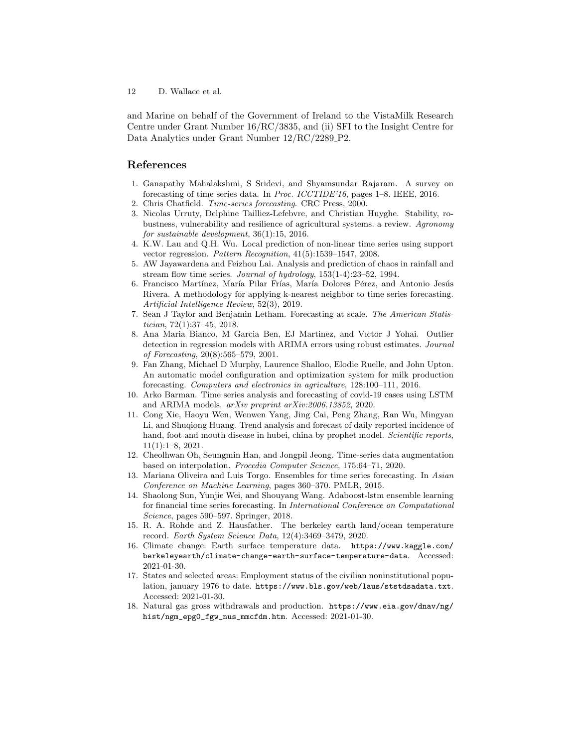and Marine on behalf of the Government of Ireland to the VistaMilk Research Centre under Grant Number 16/RC/3835, and (ii) SFI to the Insight Centre for Data Analytics under Grant Number 12/RC/2289_P2.

## References

1. Ganapathy Mahalakshmi, S Sridevi, and Shyamsundar Rajaram. A survey on forecasting of time series data. In *Proc. ICCTIDE'16*, pages 1–8. IEEE, 2016.
2. Chris Chatfield. *Time-series forecasting*. CRC Press, 2000.
3. Nicolas Urruty, Delphine Tailliez-Lefebvre, and Christian Huyghe. Stability, robustness, vulnerability and resilience of agricultural systems. a review. *Agronomy for sustainable development*, 36(1):15, 2016.
4. K.W. Lau and Q.H. Wu. Local prediction of non-linear time series using support vector regression. *Pattern Recognition*, 41(5):1539–1547, 2008.
5. AW Jayawardena and Feizhou Lai. Analysis and prediction of chaos in rainfall and stream flow time series. *Journal of hydrology*, 153(1-4):23–52, 1994.
6. Francisco Martínez, María Pilar Frías, María Dolores Pérez, and Antonio Jesús Rivera. A methodology for applying k-nearest neighbor to time series forecasting. *Artificial Intelligence Review*, 52(3), 2019.
7. Sean J Taylor and Benjamin Letham. Forecasting at scale. *The American Statistician*, 72(1):37–45, 2018.
8. Ana Maria Bianco, M Garcia Ben, EJ Martinez, and Vıctor J Yohai. Outlier detection in regression models with ARIMA errors using robust estimates. *Journal of Forecasting*, 20(8):565–579, 2001.
9. Fan Zhang, Michael D Murphy, Laurence Shalloo, Elodie Ruelle, and John Upton. An automatic model configuration and optimization system for milk production forecasting. *Computers and electronics in agriculture*, 128:100–111, 2016.
10. Arko Barman. Time series analysis and forecasting of covid-19 cases using LSTM and ARIMA models. *arXiv preprint arXiv:2006.13852*, 2020.
11. Cong Xie, Haoyu Wen, Wenwen Yang, Jing Cai, Peng Zhang, Ran Wu, Mingyan Li, and Shuqiong Huang. Trend analysis and forecast of daily reported incidence of hand, foot and mouth disease in hubei, china by prophet model. *Scientific reports*, 11(1):1–8, 2021.
12. Cheolhwan Oh, Seungmin Han, and Jongpil Jeong. Time-series data augmentation based on interpolation. *Procedia Computer Science*, 175:64–71, 2020.
13. Mariana Oliveira and Luis Torgo. Ensembles for time series forecasting. In *Asian Conference on Machine Learning*, pages 360–370. PMLR, 2015.
14. Shaolong Sun, Yunjie Wei, and Shouyang Wang. Adaboost-lstm ensemble learning for financial time series forecasting. In *International Conference on Computational Science*, pages 590–597. Springer, 2018.
15. R. A. Rohde and Z. Hausfather. The berkeley earth land/ocean temperature record. *Earth System Science Data*, 12(4):3469–3479, 2020.
16. Climate change: Earth surface temperature data. `https://www.kaggle.com/berkeleyearth/climate-change-earth-surface-temperature-data`. Accessed: 2021-01-30.
17. States and selected areas: Employment status of the civilian noninstitutional population, january 1976 to date. `https://www.bls.gov/web/laus/ststdsadata.txt`. Accessed: 2021-01-30.
18. Natural gas gross withdrawals and production. `https://www.eia.gov/dnav/ng/hist/ngm_epg0_fgw_nus_mmcfdm.htm`. Accessed: 2021-01-30.